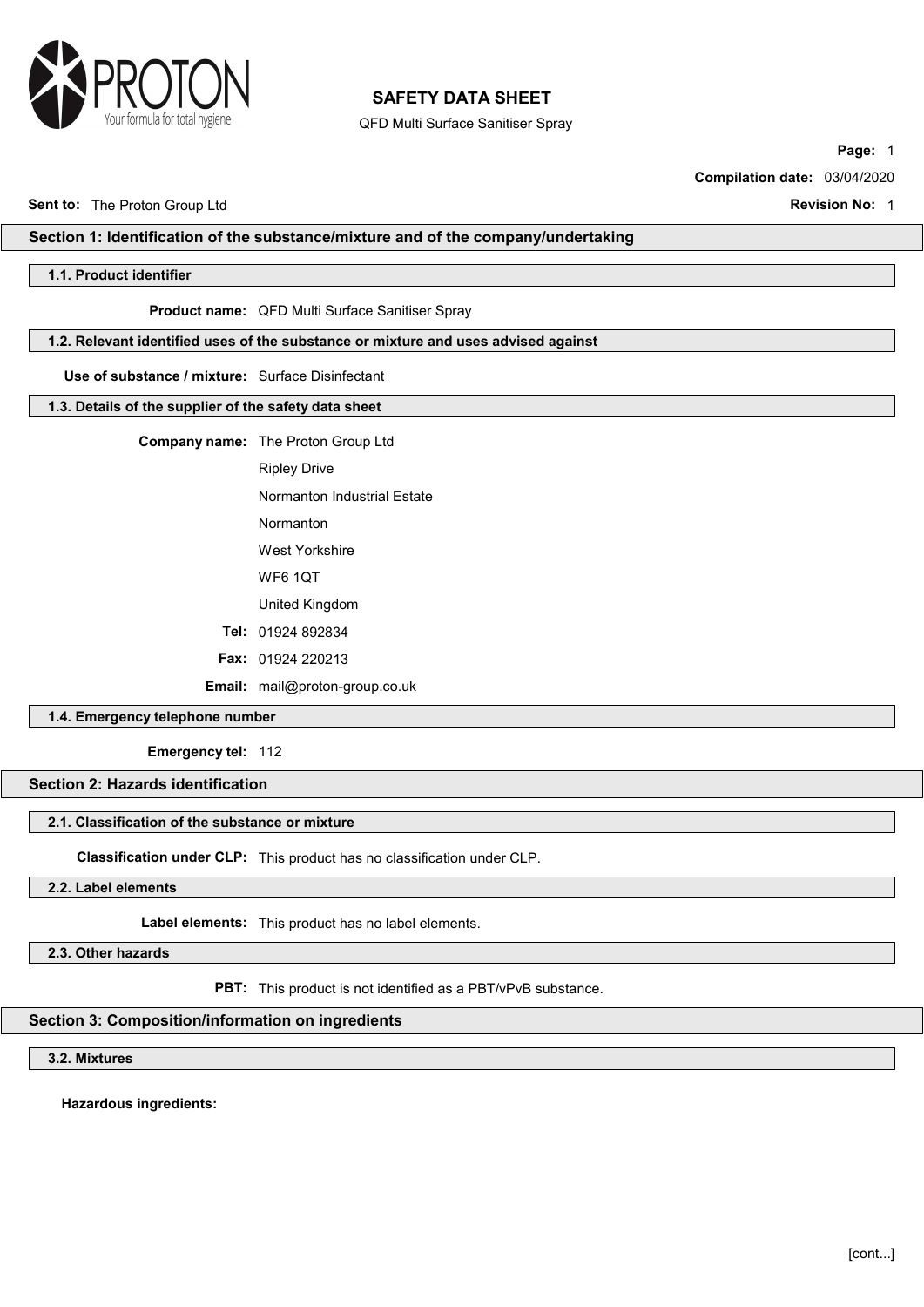# SAFETY DATA SHEET

QFD Multi Surface Sanitiser Spray

**Compilation date:** 03/04/2020

**Sent to:** The Proton Group Ltd

**Revision No:** 1

## Section 1: Identification of the substance/mixture and of the company/undertaking

### 1.1. Product identifier

**Product name:** QFD Multi Surface Sanitiser Spray

### 1.2. Relevant identified uses of the substance or mixture and uses advised against

**Use of substance / mixture:** Surface Disinfectant

### 1.3. Details of the supplier of the safety data sheet

**Company name:** The Proton Group Ltd

Ripley Drive

Normanton Industrial Estate

Normanton

West Yorkshire

WF6 1QT

United Kingdom

**Tel:** 01924 892834

**Fax:** 01924 220213

**Email:** mail@proton-group.co.uk

### 1.4. Emergency telephone number

**Emergency tel:** 112

## Section 2: Hazards identification

### 2.1. Classification of the substance or mixture

**Classification under CLP:** This product has no classification under CLP.

### 2.2. Label elements

**Label elements:** This product has no label elements.

### 2.3. Other hazards

**PBT:** This product is not identified as a PBT/vPvB substance.

## Section 3: Composition/information on ingredients

### 3.2. Mixtures

**Hazardous ingredients:**

[cont...]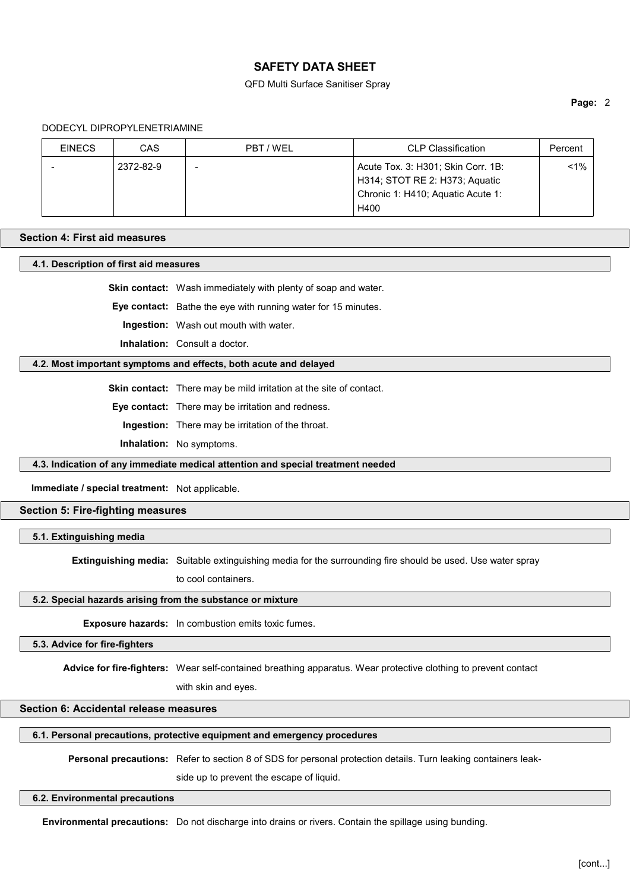DODECYL DIPROPYLENETRIAMINE

| EINECS | CAS | PBT / WEL | CLP Classification | Percent |
|---|---|---|---|---|
| - | 2372-82-9 | - | Acute Tox. 3: H301; Skin Corr. 1B: H314; STOT RE 2: H373; Aquatic Chronic 1: H410; Aquatic Acute 1: H400 | <1% |

## Section 4: First aid measures

### 4.1. Description of first aid measures

**Skin contact:** Wash immediately with plenty of soap and water.

**Eye contact:** Bathe the eye with running water for 15 minutes.

**Ingestion:** Wash out mouth with water.

**Inhalation:** Consult a doctor.

### 4.2. Most important symptoms and effects, both acute and delayed

**Skin contact:** There may be mild irritation at the site of contact.

**Eye contact:** There may be irritation and redness.

**Ingestion:** There may be irritation of the throat.

**Inhalation:** No symptoms.

### 4.3. Indication of any immediate medical attention and special treatment needed

**Immediate / special treatment:** Not applicable.

## Section 5: Fire-fighting measures

### 5.1. Extinguishing media

**Extinguishing media:** Suitable extinguishing media for the surrounding fire should be used. Use water spray to cool containers.

### 5.2. Special hazards arising from the substance or mixture

**Exposure hazards:** In combustion emits toxic fumes.

### 5.3. Advice for fire-fighters

**Advice for fire-fighters:** Wear self-contained breathing apparatus. Wear protective clothing to prevent contact with skin and eyes.

## Section 6: Accidental release measures

### 6.1. Personal precautions, protective equipment and emergency procedures

**Personal precautions:** Refer to section 8 of SDS for personal protection details. Turn leaking containers leak-side up to prevent the escape of liquid.

### 6.2. Environmental precautions

**Environmental precautions:** Do not discharge into drains or rivers. Contain the spillage using bunding.

[cont...]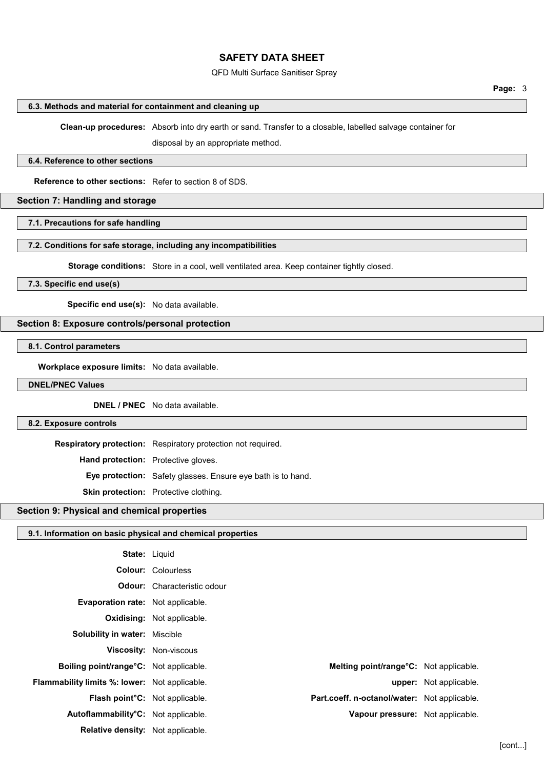### 6.3. Methods and material for containment and cleaning up

**Clean-up procedures:** Absorb into dry earth or sand. Transfer to a closable, labelled salvage container for disposal by an appropriate method.

### 6.4. Reference to other sections

**Reference to other sections:** Refer to section 8 of SDS.

## Section 7: Handling and storage

### 7.1. Precautions for safe handling

### 7.2. Conditions for safe storage, including any incompatibilities

**Storage conditions:** Store in a cool, well ventilated area. Keep container tightly closed.

### 7.3. Specific end use(s)

**Specific end use(s):** No data available.

## Section 8: Exposure controls/personal protection

### 8.1. Control parameters

**Workplace exposure limits:** No data available.

### DNEL/PNEC Values

**DNEL / PNEC** No data available.

### 8.2. Exposure controls

**Respiratory protection:** Respiratory protection not required.

**Hand protection:** Protective gloves.

**Eye protection:** Safety glasses. Ensure eye bath is to hand.

**Skin protection:** Protective clothing.

## Section 9: Physical and chemical properties

### 9.1. Information on basic physical and chemical properties

**State:** Liquid

**Colour:** Colourless

**Odour:** Characteristic odour

**Evaporation rate:** Not applicable.

**Oxidising:** Not applicable.

**Solubility in water:** Miscible

**Viscosity:** Non-viscous

**Boiling point/range°C:** Not applicable.

**Melting point/range°C:** Not applicable.

**Flammability limits %: lower:** Not applicable.

**upper:** Not applicable.

**Flash point°C:** Not applicable.

**Part.coeff. n-octanol/water:** Not applicable.

**Autoflammability°C:** Not applicable.

**Vapour pressure:** Not applicable.

**Relative density:** Not applicable.

[cont...]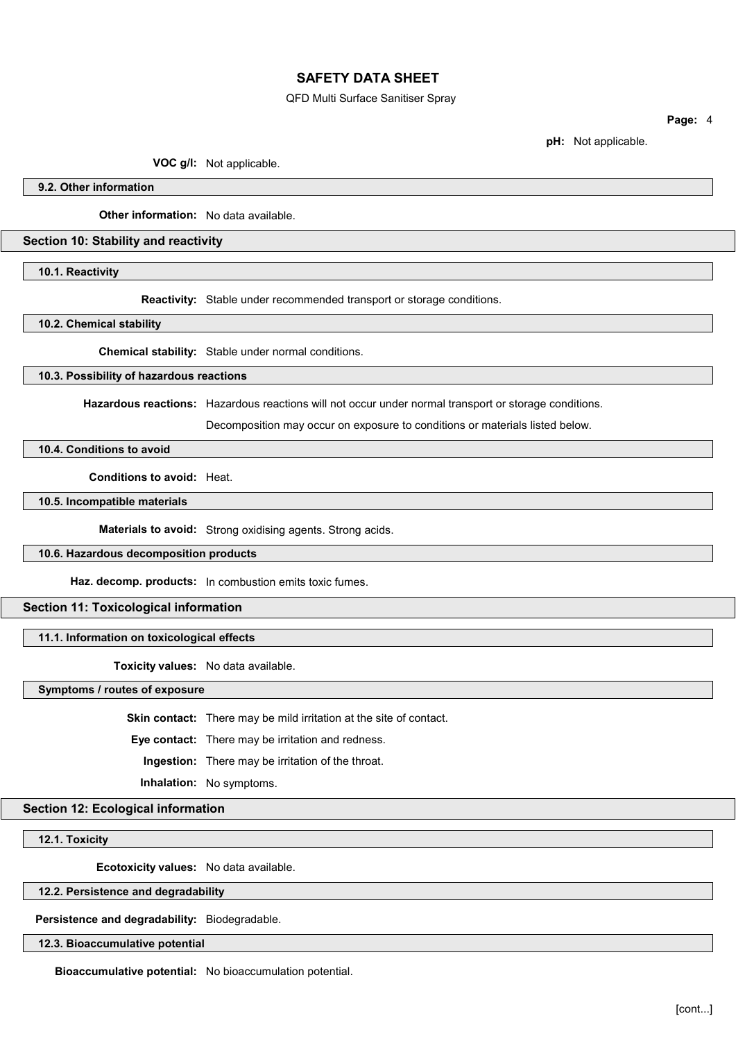**pH:** Not applicable.

**VOC g/l:** Not applicable.

### 9.2. Other information

**Other information:** No data available.

## Section 10: Stability and reactivity

### 10.1. Reactivity

**Reactivity:** Stable under recommended transport or storage conditions.

### 10.2. Chemical stability

**Chemical stability:** Stable under normal conditions.

### 10.3. Possibility of hazardous reactions

**Hazardous reactions:** Hazardous reactions will not occur under normal transport or storage conditions.

Decomposition may occur on exposure to conditions or materials listed below.

### 10.4. Conditions to avoid

**Conditions to avoid:** Heat.

### 10.5. Incompatible materials

**Materials to avoid:** Strong oxidising agents. Strong acids.

### 10.6. Hazardous decomposition products

**Haz. decomp. products:** In combustion emits toxic fumes.

## Section 11: Toxicological information

### 11.1. Information on toxicological effects

**Toxicity values:** No data available.

### Symptoms / routes of exposure

**Skin contact:** There may be mild irritation at the site of contact.

**Eye contact:** There may be irritation and redness.

**Ingestion:** There may be irritation of the throat.

**Inhalation:** No symptoms.

## Section 12: Ecological information

### 12.1. Toxicity

**Ecotoxicity values:** No data available.

### 12.2. Persistence and degradability

**Persistence and degradability:** Biodegradable.

### 12.3. Bioaccumulative potential

**Bioaccumulative potential:** No bioaccumulation potential.

[cont...]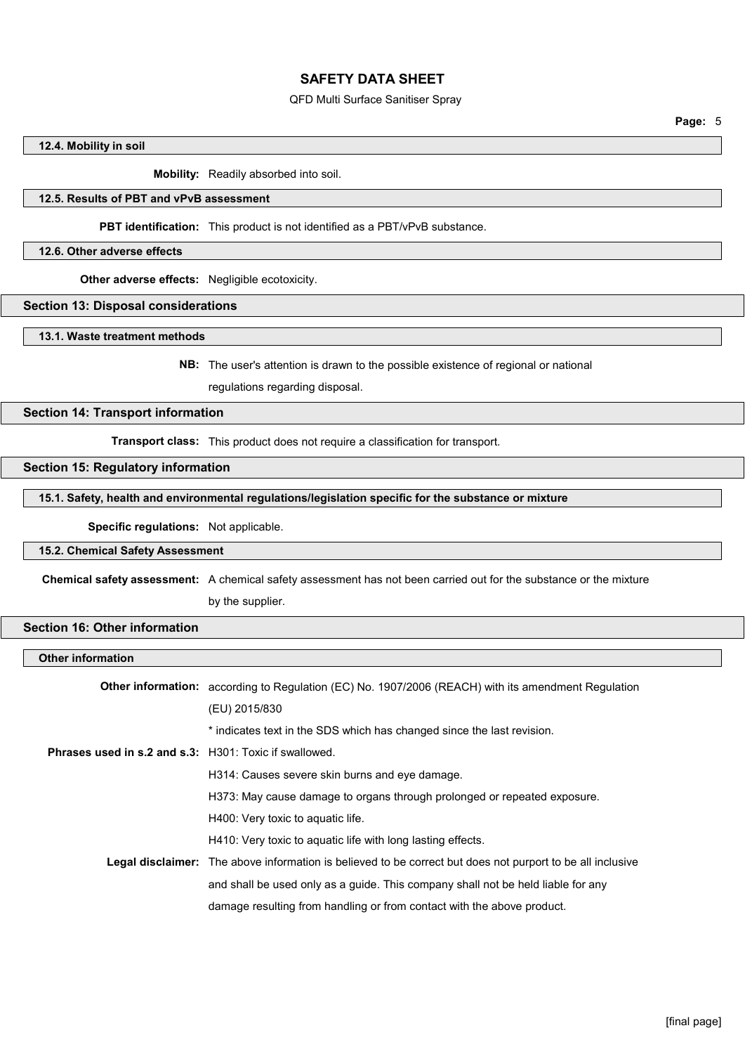### 12.4. Mobility in soil

**Mobility:** Readily absorbed into soil.

### 12.5. Results of PBT and vPvB assessment

**PBT identification:** This product is not identified as a PBT/vPvB substance.

### 12.6. Other adverse effects

**Other adverse effects:** Negligible ecotoxicity.

## Section 13: Disposal considerations

### 13.1. Waste treatment methods

**NB:** The user's attention is drawn to the possible existence of regional or national regulations regarding disposal.

## Section 14: Transport information

**Transport class:** This product does not require a classification for transport.

## Section 15: Regulatory information

### 15.1. Safety, health and environmental regulations/legislation specific for the substance or mixture

**Specific regulations:** Not applicable.

### 15.2. Chemical Safety Assessment

**Chemical safety assessment:** A chemical safety assessment has not been carried out for the substance or the mixture by the supplier.

## Section 16: Other information

### Other information

**Other information:** according to Regulation (EC) No. 1907/2006 (REACH) with its amendment Regulation (EU) 2015/830

* indicates text in the SDS which has changed since the last revision.

**Phrases used in s.2 and s.3:** H301: Toxic if swallowed.

H314: Causes severe skin burns and eye damage.

H373: May cause damage to organs through prolonged or repeated exposure.

H400: Very toxic to aquatic life.

H410: Very toxic to aquatic life with long lasting effects.

**Legal disclaimer:** The above information is believed to be correct but does not purport to be all inclusive and shall be used only as a guide. This company shall not be held liable for any damage resulting from handling or from contact with the above product.

[final page]